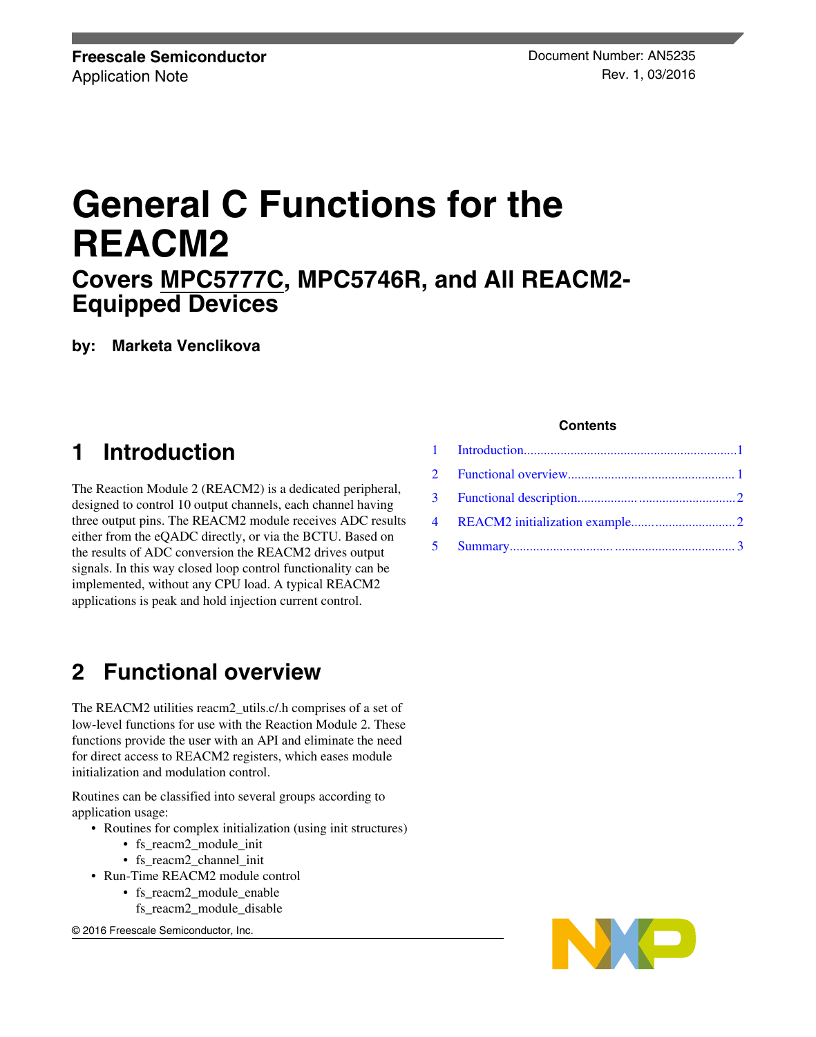Freescale Semiconductor
Application Note

Document Number: AN5235
Rev. 1, 03/2016

# General C Functions for the REACM2

## Covers MPC5777C, MPC5746R, and All REACM2-Equipped Devices

**by: Marketa Venclikova**

**Contents**

1 Introduction ... 1
2 Functional overview ... 1
3 Functional description ... 2
4 REACM2 initialization example ... 2
5 Summary ... 3

## 1 Introduction

The Reaction Module 2 (REACM2) is a dedicated peripheral, designed to control 10 output channels, each channel having three output pins. The REACM2 module receives ADC results either from the eQADC directly, or via the BCTU. Based on the results of ADC conversion the REACM2 drives output signals. In this way closed loop control functionality can be implemented, without any CPU load. A typical REACM2 applications is peak and hold injection current control.

## 2 Functional overview

The REACM2 utilities reacm2_utils.c/.h comprises of a set of low-level functions for use with the Reaction Module 2. These functions provide the user with an API and eliminate the need for direct access to REACM2 registers, which eases module initialization and modulation control.

Routines can be classified into several groups according to application usage:

- Routines for complex initialization (using init structures)
  - fs_reacm2_module_init
  - fs_reacm2_channel_init
- Run-Time REACM2 module control
  - fs_reacm2_module_enable
    fs_reacm2_module_disable

© 2016 Freescale Semiconductor, Inc.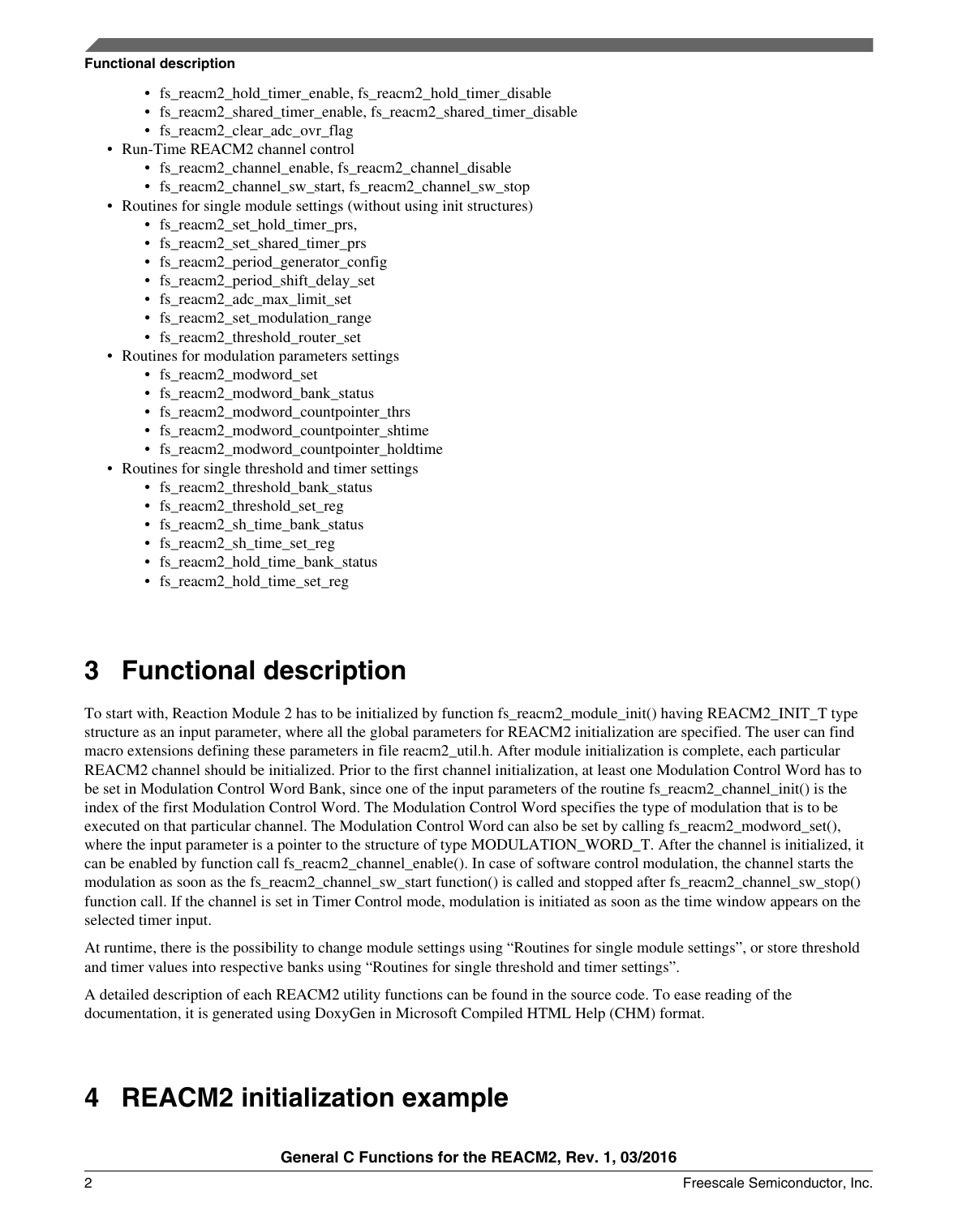- fs_reacm2_hold_timer_enable, fs_reacm2_hold_timer_disable
    - fs_reacm2_shared_timer_enable, fs_reacm2_shared_timer_disable
    - fs_reacm2_clear_adc_ovr_flag
- Run-Time REACM2 channel control
    - fs_reacm2_channel_enable, fs_reacm2_channel_disable
    - fs_reacm2_channel_sw_start, fs_reacm2_channel_sw_stop
- Routines for single module settings (without using init structures)
    - fs_reacm2_set_hold_timer_prs,
    - fs_reacm2_set_shared_timer_prs
    - fs_reacm2_period_generator_config
    - fs_reacm2_period_shift_delay_set
    - fs_reacm2_adc_max_limit_set
    - fs_reacm2_set_modulation_range
    - fs_reacm2_threshold_router_set
- Routines for modulation parameters settings
    - fs_reacm2_modword_set
    - fs_reacm2_modword_bank_status
    - fs_reacm2_modword_countpointer_thrs
    - fs_reacm2_modword_countpointer_shtime
    - fs_reacm2_modword_countpointer_holdtime
- Routines for single threshold and timer settings
    - fs_reacm2_threshold_bank_status
    - fs_reacm2_threshold_set_reg
    - fs_reacm2_sh_time_bank_status
    - fs_reacm2_sh_time_set_reg
    - fs_reacm2_hold_time_bank_status
    - fs_reacm2_hold_time_set_reg

# 3 Functional description

To start with, Reaction Module 2 has to be initialized by function fs_reacm2_module_init() having REACM2_INIT_T type structure as an input parameter, where all the global parameters for REACM2 initialization are specified. The user can find macro extensions defining these parameters in file reacm2_util.h. After module initialization is complete, each particular REACM2 channel should be initialized. Prior to the first channel initialization, at least one Modulation Control Word has to be set in Modulation Control Word Bank, since one of the input parameters of the routine fs_reacm2_channel_init() is the index of the first Modulation Control Word. The Modulation Control Word specifies the type of modulation that is to be executed on that particular channel. The Modulation Control Word can also be set by calling fs_reacm2_modword_set(), where the input parameter is a pointer to the structure of type MODULATION_WORD_T. After the channel is initialized, it can be enabled by function call fs_reacm2_channel_enable(). In case of software control modulation, the channel starts the modulation as soon as the fs_reacm2_channel_sw_start function() is called and stopped after fs_reacm2_channel_sw_stop() function call. If the channel is set in Timer Control mode, modulation is initiated as soon as the time window appears on the selected timer input.

At runtime, there is the possibility to change module settings using "Routines for single module settings", or store threshold and timer values into respective banks using "Routines for single threshold and timer settings".

A detailed description of each REACM2 utility functions can be found in the source code. To ease reading of the documentation, it is generated using DoxyGen in Microsoft Compiled HTML Help (CHM) format.

# 4 REACM2 initialization example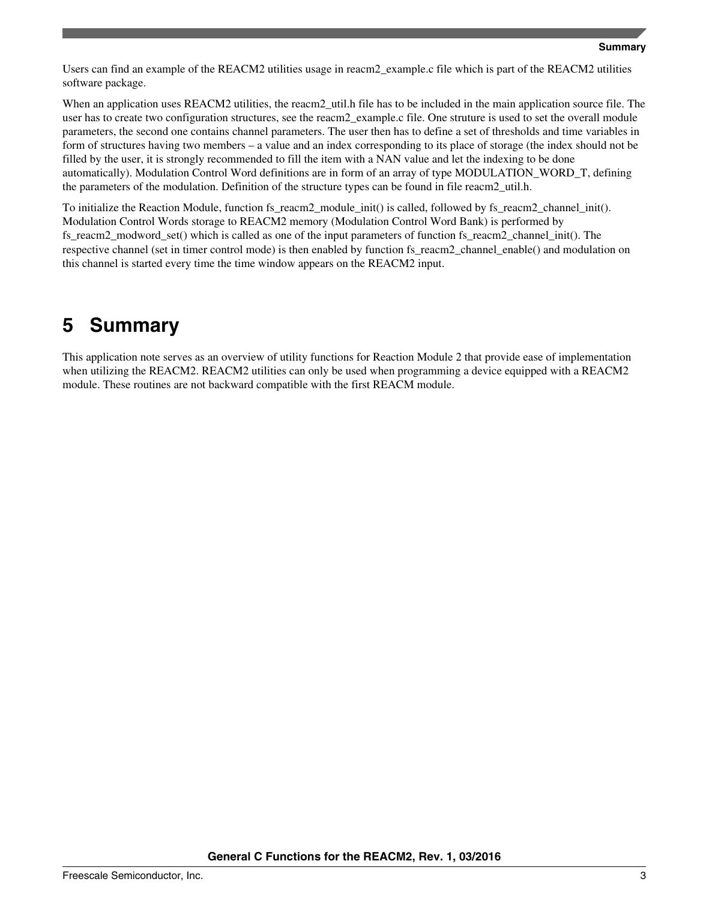Users can find an example of the REACM2 utilities usage in reacm2_example.c file which is part of the REACM2 utilities software package.

When an application uses REACM2 utilities, the reacm2_util.h file has to be included in the main application source file. The user has to create two configuration structures, see the reacm2_example.c file. One struture is used to set the overall module parameters, the second one contains channel parameters. The user then has to define a set of thresholds and time variables in form of structures having two members – a value and an index corresponding to its place of storage (the index should not be filled by the user, it is strongly recommended to fill the item with a NAN value and let the indexing to be done automatically). Modulation Control Word definitions are in form of an array of type MODULATION_WORD_T, defining the parameters of the modulation. Definition of the structure types can be found in file reacm2_util.h.

To initialize the Reaction Module, function fs_reacm2_module_init() is called, followed by fs_reacm2_channel_init(). Modulation Control Words storage to REACM2 memory (Modulation Control Word Bank) is performed by fs_reacm2_modword_set() which is called as one of the input parameters of function fs_reacm2_channel_init(). The respective channel (set in timer control mode) is then enabled by function fs_reacm2_channel_enable() and modulation on this channel is started every time the time window appears on the REACM2 input.

# 5 Summary

This application note serves as an overview of utility functions for Reaction Module 2 that provide ease of implementation when utilizing the REACM2. REACM2 utilities can only be used when programming a device equipped with a REACM2 module. These routines are not backward compatible with the first REACM module.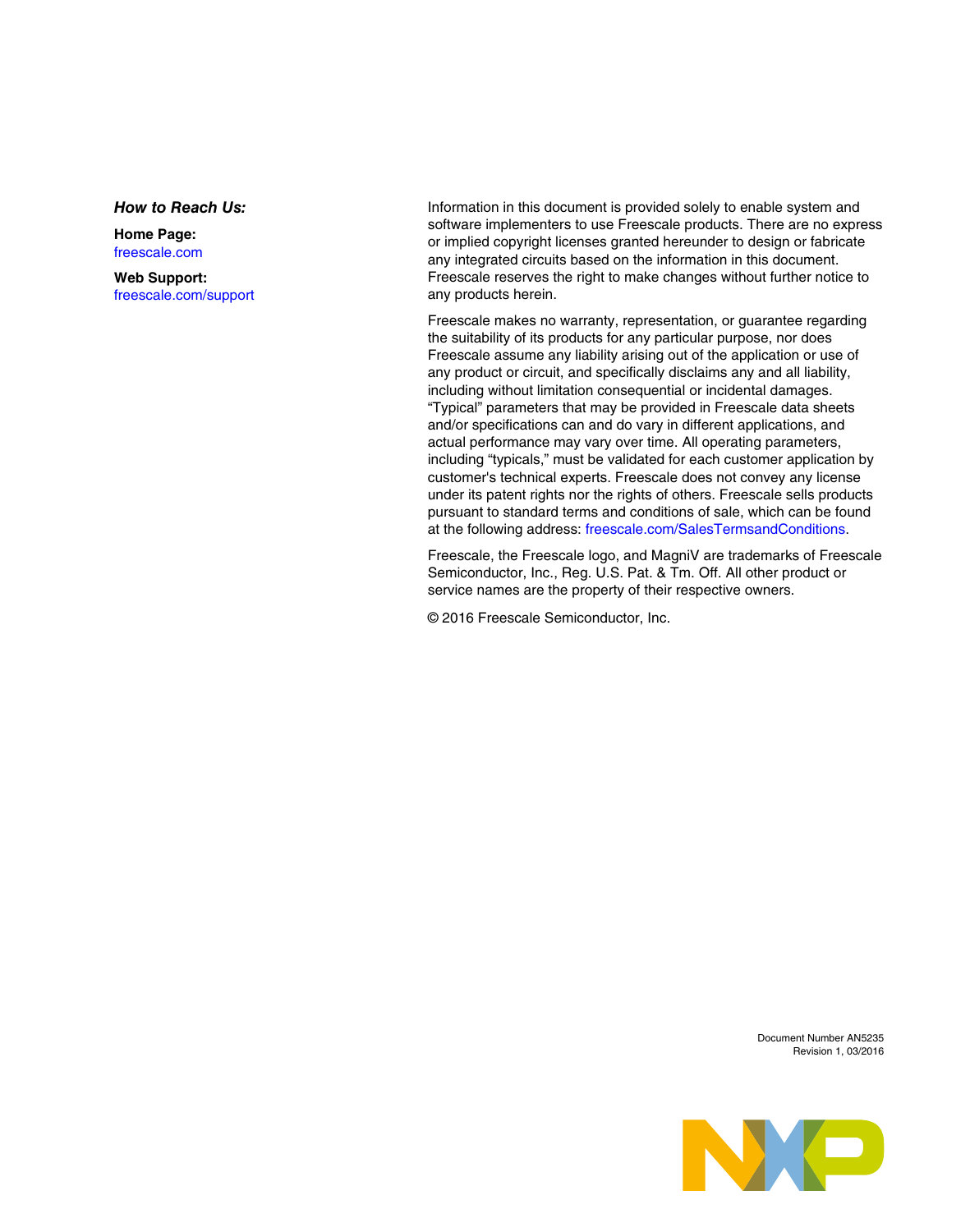***How to Reach Us:***

**Home Page:**
freescale.com

**Web Support:**
freescale.com/support

Information in this document is provided solely to enable system and software implementers to use Freescale products. There are no express or implied copyright licenses granted hereunder to design or fabricate any integrated circuits based on the information in this document. Freescale reserves the right to make changes without further notice to any products herein.

Freescale makes no warranty, representation, or guarantee regarding the suitability of its products for any particular purpose, nor does Freescale assume any liability arising out of the application or use of any product or circuit, and specifically disclaims any and all liability, including without limitation consequential or incidental damages. “Typical” parameters that may be provided in Freescale data sheets and/or specifications can and do vary in different applications, and actual performance may vary over time. All operating parameters, including “typicals,” must be validated for each customer application by customer's technical experts. Freescale does not convey any license under its patent rights nor the rights of others. Freescale sells products pursuant to standard terms and conditions of sale, which can be found at the following address: freescale.com/SalesTermsandConditions.

Freescale, the Freescale logo, and MagniV are trademarks of Freescale Semiconductor, Inc., Reg. U.S. Pat. & Tm. Off. All other product or service names are the property of their respective owners.

© 2016 Freescale Semiconductor, Inc.

Document Number AN5235
Revision 1, 03/2016